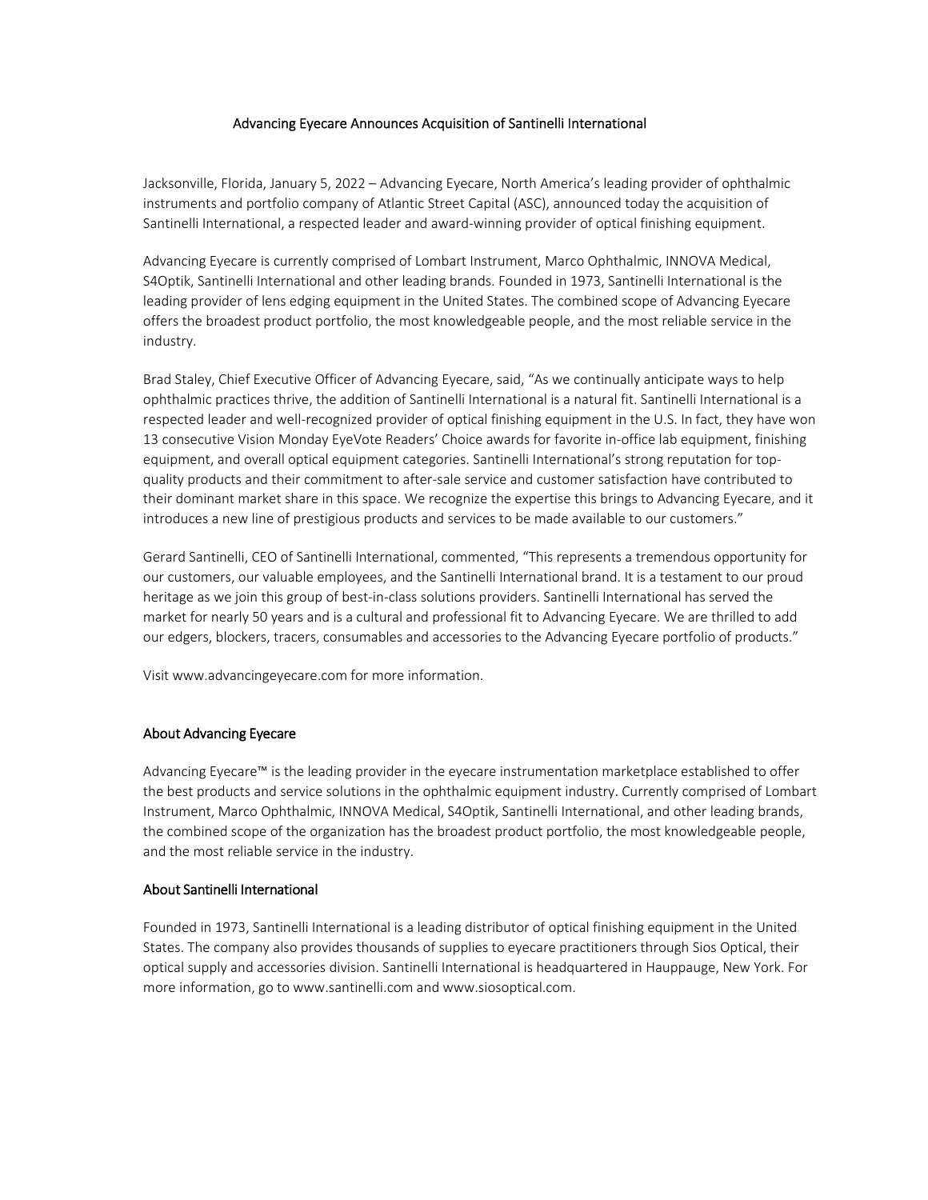# Advancing Eyecare Announces Acquisition of Santinelli International

Jacksonville, Florida, January 5, 2022 – Advancing Eyecare, North America's leading provider of ophthalmic instruments and portfolio company of Atlantic Street Capital (ASC), announced today the acquisition of Santinelli International, a respected leader and award-winning provider of optical finishing equipment.

Advancing Eyecare is currently comprised of Lombart Instrument, Marco Ophthalmic, INNOVA Medical, S4Optik, Santinelli International and other leading brands. Founded in 1973, Santinelli International is the leading provider of lens edging equipment in the United States. The combined scope of Advancing Eyecare offers the broadest product portfolio, the most knowledgeable people, and the most reliable service in the industry.

Brad Staley, Chief Executive Officer of Advancing Eyecare, said, "As we continually anticipate ways to help ophthalmic practices thrive, the addition of Santinelli International is a natural fit. Santinelli International is a respected leader and well-recognized provider of optical finishing equipment in the U.S. In fact, they have won 13 consecutive Vision Monday EyeVote Readers' Choice awards for favorite in-office lab equipment, finishing equipment, and overall optical equipment categories. Santinelli International's strong reputation for top-quality products and their commitment to after-sale service and customer satisfaction have contributed to their dominant market share in this space. We recognize the expertise this brings to Advancing Eyecare, and it introduces a new line of prestigious products and services to be made available to our customers."

Gerard Santinelli, CEO of Santinelli International, commented, "This represents a tremendous opportunity for our customers, our valuable employees, and the Santinelli International brand. It is a testament to our proud heritage as we join this group of best-in-class solutions providers. Santinelli International has served the market for nearly 50 years and is a cultural and professional fit to Advancing Eyecare. We are thrilled to add our edgers, blockers, tracers, consumables and accessories to the Advancing Eyecare portfolio of products."

Visit www.advancingeyecare.com for more information.

## About Advancing Eyecare

Advancing Eyecare™ is the leading provider in the eyecare instrumentation marketplace established to offer the best products and service solutions in the ophthalmic equipment industry. Currently comprised of Lombart Instrument, Marco Ophthalmic, INNOVA Medical, S4Optik, Santinelli International, and other leading brands, the combined scope of the organization has the broadest product portfolio, the most knowledgeable people, and the most reliable service in the industry.

## About Santinelli International

Founded in 1973, Santinelli International is a leading distributor of optical finishing equipment in the United States. The company also provides thousands of supplies to eyecare practitioners through Sios Optical, their optical supply and accessories division. Santinelli International is headquartered in Hauppauge, New York. For more information, go to www.santinelli.com and www.siosoptical.com.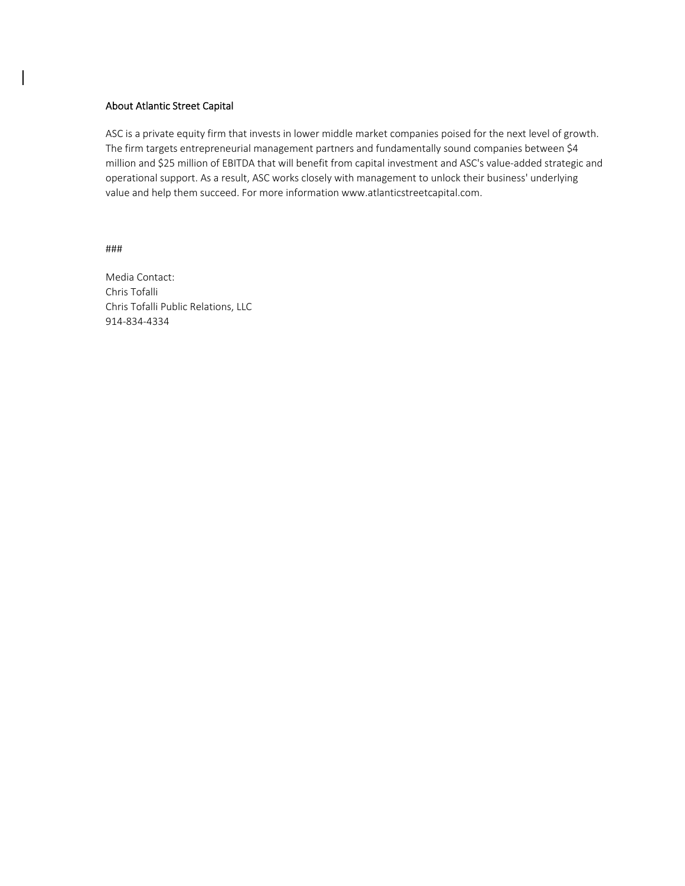## About Atlantic Street Capital

ASC is a private equity firm that invests in lower middle market companies poised for the next level of growth. The firm targets entrepreneurial management partners and fundamentally sound companies between $4 million and $25 million of EBITDA that will benefit from capital investment and ASC's value-added strategic and operational support. As a result, ASC works closely with management to unlock their business' underlying value and help them succeed. For more information www.atlanticstreetcapital.com.

###

Media Contact:
Chris Tofalli
Chris Tofalli Public Relations, LLC
914-834-4334